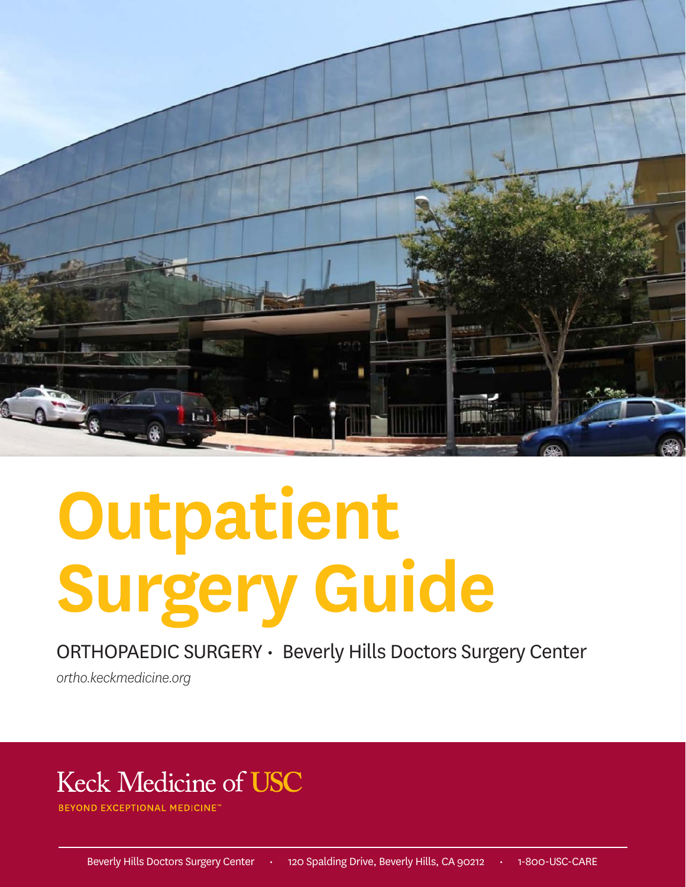# Outpatient Surgery Guide

ORTHOPAEDIC SURGERY • Beverly Hills Doctors Surgery Center

*ortho.keckmedicine.org*

Keck Medicine of USC

BEYOND EXCEPTIONAL MEDICINE™

Beverly Hills Doctors Surgery Center • 120 Spalding Drive, Beverly Hills, CA 90212 • 1-800-USC-CARE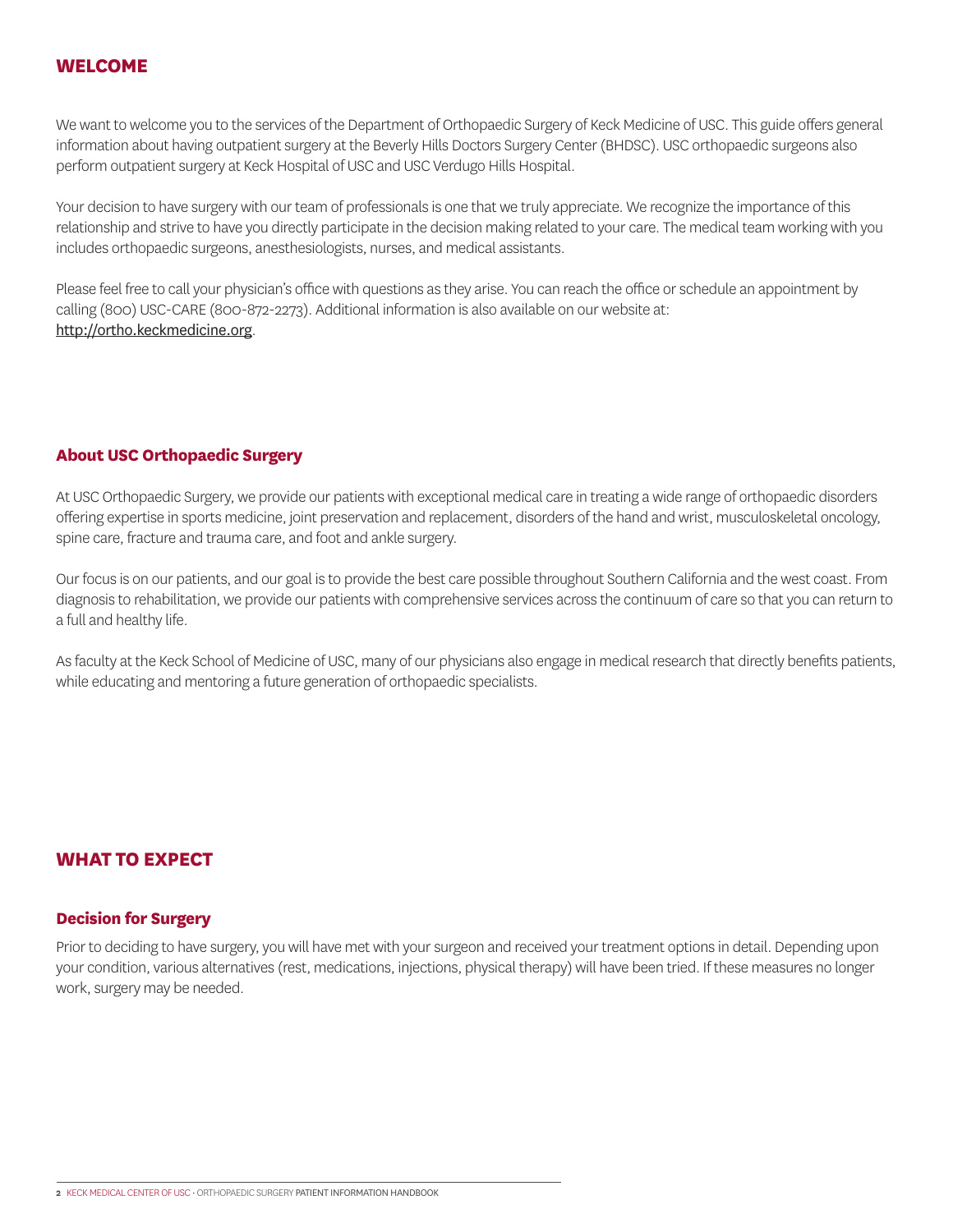## WELCOME

We want to welcome you to the services of the Department of Orthopaedic Surgery of Keck Medicine of USC. This guide offers general information about having outpatient surgery at the Beverly Hills Doctors Surgery Center (BHDSC). USC orthopaedic surgeons also perform outpatient surgery at Keck Hospital of USC and USC Verdugo Hills Hospital.

Your decision to have surgery with our team of professionals is one that we truly appreciate. We recognize the importance of this relationship and strive to have you directly participate in the decision making related to your care. The medical team working with you includes orthopaedic surgeons, anesthesiologists, nurses, and medical assistants.

Please feel free to call your physician's office with questions as they arise. You can reach the office or schedule an appointment by calling (800) USC-CARE (800-872-2273). Additional information is also available on our website at: http://ortho.keckmedicine.org.

### About USC Orthopaedic Surgery

At USC Orthopaedic Surgery, we provide our patients with exceptional medical care in treating a wide range of orthopaedic disorders offering expertise in sports medicine, joint preservation and replacement, disorders of the hand and wrist, musculoskeletal oncology, spine care, fracture and trauma care, and foot and ankle surgery.

Our focus is on our patients, and our goal is to provide the best care possible throughout Southern California and the west coast. From diagnosis to rehabilitation, we provide our patients with comprehensive services across the continuum of care so that you can return to a full and healthy life.

As faculty at the Keck School of Medicine of USC, many of our physicians also engage in medical research that directly benefits patients, while educating and mentoring a future generation of orthopaedic specialists.

## WHAT TO EXPECT

### Decision for Surgery

Prior to deciding to have surgery, you will have met with your surgeon and received your treatment options in detail. Depending upon your condition, various alternatives (rest, medications, injections, physical therapy) will have been tried. If these measures no longer work, surgery may be needed.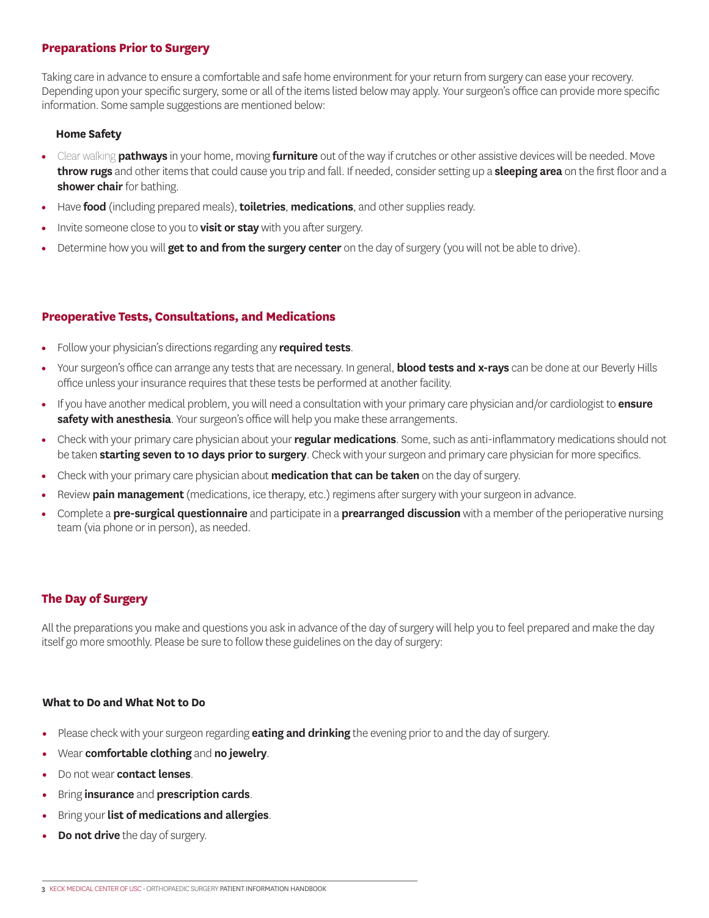## Preparations Prior to Surgery

Taking care in advance to ensure a comfortable and safe home environment for your return from surgery can ease your recovery. Depending upon your specific surgery, some or all of the items listed below may apply. Your surgeon's office can provide more specific information. Some sample suggestions are mentioned below:

### Home Safety

- Clear walking **pathways** in your home, moving **furniture** out of the way if crutches or other assistive devices will be needed. Move **throw rugs** and other items that could cause you trip and fall. If needed, consider setting up a **sleeping area** on the first floor and a **shower chair** for bathing.
- Have **food** (including prepared meals), **toiletries**, **medications**, and other supplies ready.
- Invite someone close to you to **visit or stay** with you after surgery.
- Determine how you will **get to and from the surgery center** on the day of surgery (you will not be able to drive).

## Preoperative Tests, Consultations, and Medications

- Follow your physician's directions regarding any **required tests**.
- Your surgeon's office can arrange any tests that are necessary. In general, **blood tests and x-rays** can be done at our Beverly Hills office unless your insurance requires that these tests be performed at another facility.
- If you have another medical problem, you will need a consultation with your primary care physician and/or cardiologist to **ensure safety with anesthesia**. Your surgeon's office will help you make these arrangements.
- Check with your primary care physician about your **regular medications**. Some, such as anti-inflammatory medications should not be taken **starting seven to 10 days prior to surgery**. Check with your surgeon and primary care physician for more specifics.
- Check with your primary care physician about **medication that can be taken** on the day of surgery.
- Review **pain management** (medications, ice therapy, etc.) regimens after surgery with your surgeon in advance.
- Complete a **pre-surgical questionnaire** and participate in a **prearranged discussion** with a member of the perioperative nursing team (via phone or in person), as needed.

## The Day of Surgery

All the preparations you make and questions you ask in advance of the day of surgery will help you to feel prepared and make the day itself go more smoothly. Please be sure to follow these guidelines on the day of surgery:

### What to Do and What Not to Do

- Please check with your surgeon regarding **eating and drinking** the evening prior to and the day of surgery.
- Wear **comfortable clothing** and **no jewelry**.
- Do not wear **contact lenses**.
- Bring **insurance** and **prescription cards**.
- Bring your **list of medications and allergies**.
- **Do not drive** the day of surgery.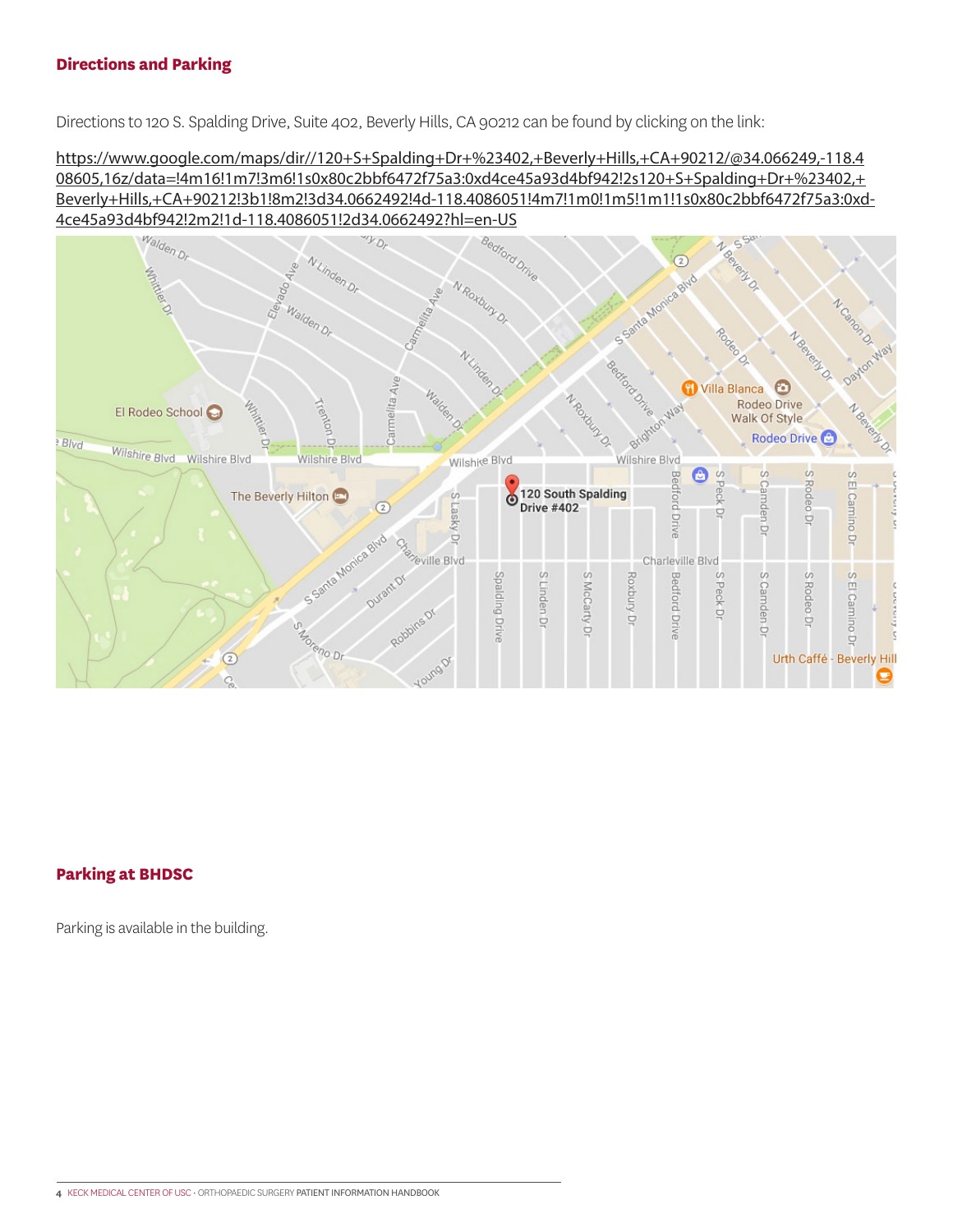## Directions and Parking

Directions to 120 S. Spalding Drive, Suite 402, Beverly Hills, CA 90212 can be found by clicking on the link:

https://www.google.com/maps/dir//120+S+Spalding+Dr+%23402,+Beverly+Hills,+CA+90212/@34.066249,-118.408605,16z/data=!4m16!1m7!3m6!1s0x80c2bbf6472f75a3:0xd4ce45a93d4bf942!2s120+S+Spalding+Dr+%23402,+Beverly+Hills,+CA+90212!3b1!8m2!3d34.0662492!4d-118.4086051!4m7!1m0!1m5!1m1!1s0x80c2bbf6472f75a3:0xd4ce45a93d4bf942!2m2!1d-118.4086051!2d34.0662492?hl=en-US

## Parking at BHDSC

Parking is available in the building.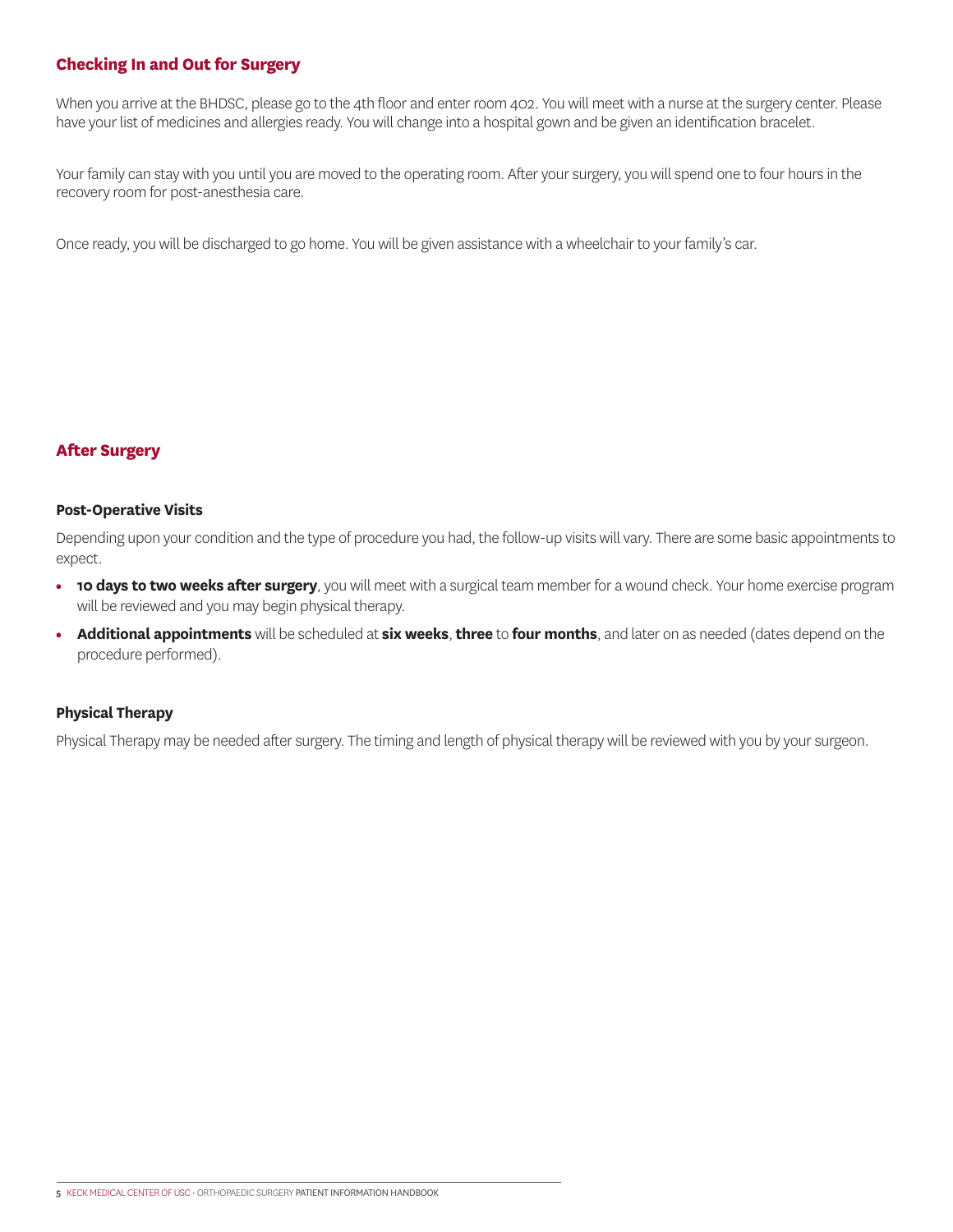## Checking In and Out for Surgery

When you arrive at the BHDSC, please go to the 4th floor and enter room 402. You will meet with a nurse at the surgery center. Please have your list of medicines and allergies ready. You will change into a hospital gown and be given an identification bracelet.

Your family can stay with you until you are moved to the operating room. After your surgery, you will spend one to four hours in the recovery room for post-anesthesia care.

Once ready, you will be discharged to go home. You will be given assistance with a wheelchair to your family's car.

## After Surgery

### Post-Operative Visits

Depending upon your condition and the type of procedure you had, the follow-up visits will vary. There are some basic appointments to expect.

- **10 days to two weeks after surgery**, you will meet with a surgical team member for a wound check. Your home exercise program will be reviewed and you may begin physical therapy.
- **Additional appointments** will be scheduled at **six weeks**, **three** to **four months**, and later on as needed (dates depend on the procedure performed).

### Physical Therapy

Physical Therapy may be needed after surgery. The timing and length of physical therapy will be reviewed with you by your surgeon.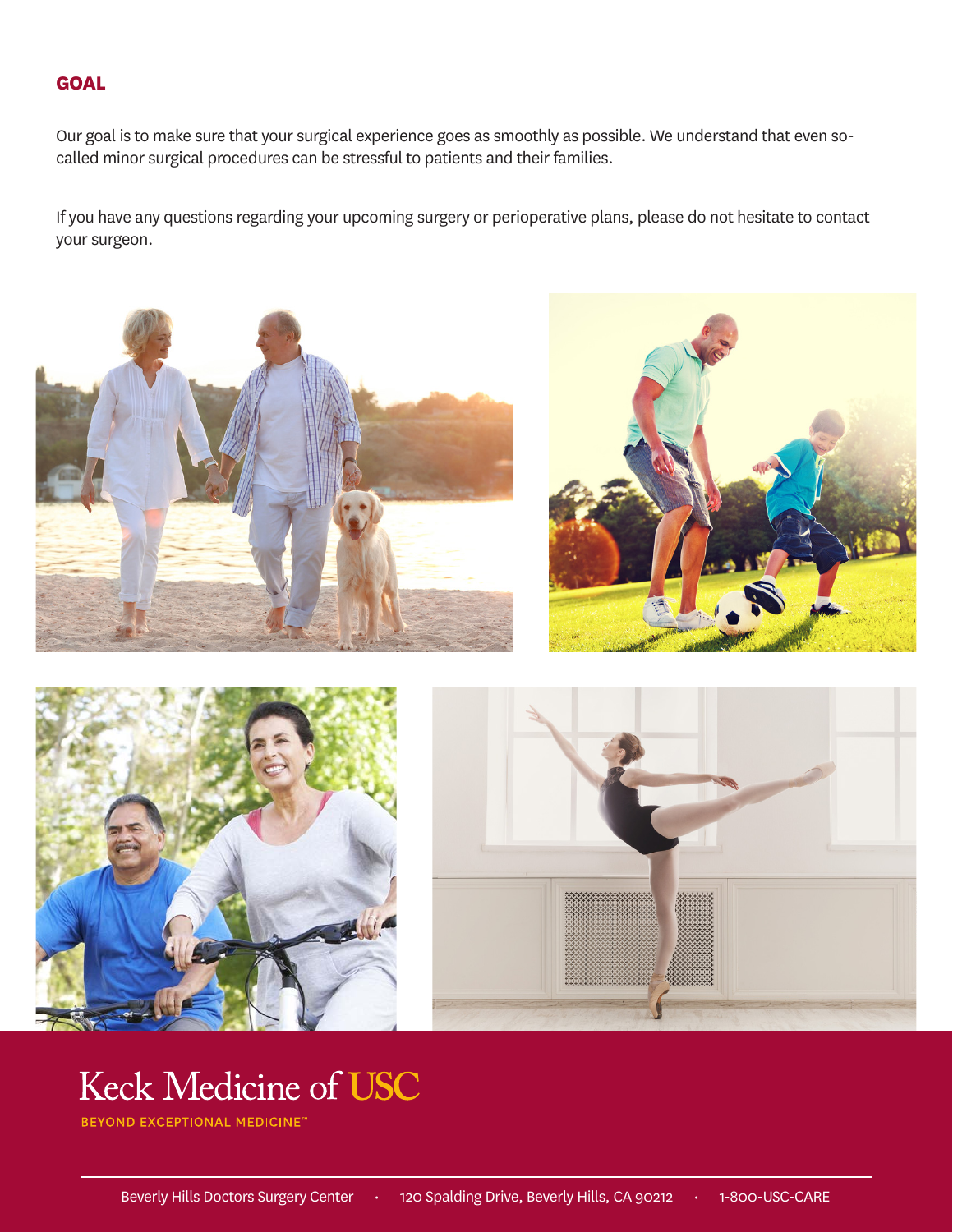## GOAL

Our goal is to make sure that your surgical experience goes as smoothly as possible. We understand that even so-called minor surgical procedures can be stressful to patients and their families.

If you have any questions regarding your upcoming surgery or perioperative plans, please do not hesitate to contact your surgeon.

Keck Medicine of USC

BEYOND EXCEPTIONAL MEDICINE™

Beverly Hills Doctors Surgery Center • 120 Spalding Drive, Beverly Hills, CA 90212 • 1-800-USC-CARE